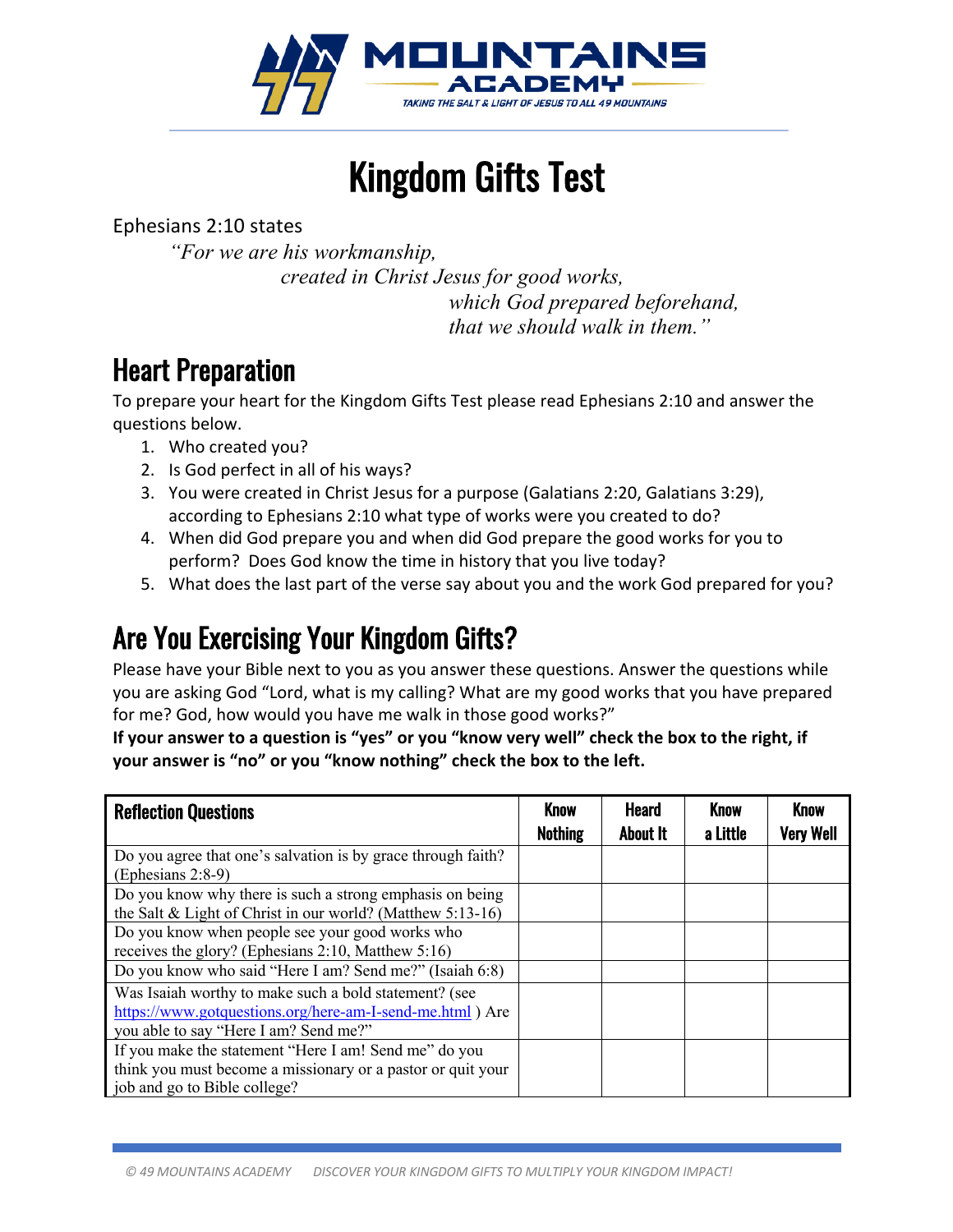# Kingdom Gifts Test

Ephesians 2:10 states

*"For we are his workmanship,*
*created in Christ Jesus for good works,*
*which God prepared beforehand,*
*that we should walk in them."*

## Heart Preparation

To prepare your heart for the Kingdom Gifts Test please read Ephesians 2:10 and answer the questions below.

1. Who created you?
2. Is God perfect in all of his ways?
3. You were created in Christ Jesus for a purpose (Galatians 2:20, Galatians 3:29), according to Ephesians 2:10 what type of works were you created to do?
4. When did God prepare you and when did God prepare the good works for you to perform? Does God know the time in history that you live today?
5. What does the last part of the verse say about you and the work God prepared for you?

## Are You Exercising Your Kingdom Gifts?

Please have your Bible next to you as you answer these questions. Answer the questions while you are asking God "Lord, what is my calling? What are my good works that you have prepared for me? God, how would you have me walk in those good works?"

**If your answer to a question is "yes" or you "know very well" check the box to the right, if your answer is "no" or you "know nothing" check the box to the left.**

| Reflection Questions | Know Nothing | Heard About It | Know a Little | Know Very Well |
|---|---|---|---|---|
| Do you agree that one's salvation is by grace through faith? (Ephesians 2:8-9) | | | | |
| Do you know why there is such a strong emphasis on being the Salt & Light of Christ in our world? (Matthew 5:13-16) | | | | |
| Do you know when people see your good works who receives the glory? (Ephesians 2:10, Matthew 5:16) | | | | |
| Do you know who said "Here I am? Send me?" (Isaiah 6:8) | | | | |
| Was Isaiah worthy to make such a bold statement? (see https://www.gotquestions.org/here-am-I-send-me.html ) Are you able to say "Here I am? Send me?" | | | | |
| If you make the statement "Here I am! Send me" do you think you must become a missionary or a pastor or quit your job and go to Bible college? | | | | |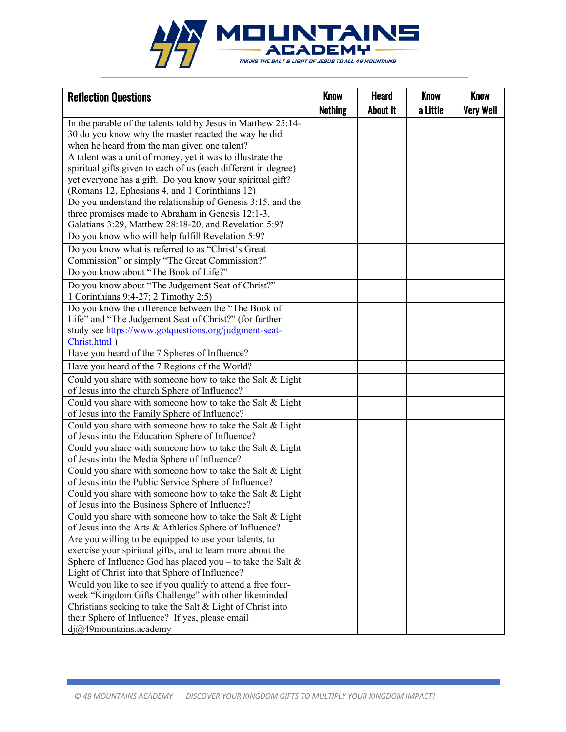| Reflection Questions | Know Nothing | Heard About It | Know a Little | Know Very Well |
|---|---|---|---|---|
| In the parable of the talents told by Jesus in Matthew 25:14-30 do you know why the master reacted the way he did when he heard from the man given one talent? | | | | |
| A talent was a unit of money, yet it was to illustrate the spiritual gifts given to each of us (each different in degree) yet everyone has a gift. Do you know your spiritual gift? (Romans 12, Ephesians 4, and 1 Corinthians 12) | | | | |
| Do you understand the relationship of Genesis 3:15, and the three promises made to Abraham in Genesis 12:1-3, Galatians 3:29, Matthew 28:18-20, and Revelation 5:9? | | | | |
| Do you know who will help fulfill Revelation 5:9? | | | | |
| Do you know what is referred to as "Christ's Great Commission" or simply "The Great Commission?" | | | | |
| Do you know about "The Book of Life?" | | | | |
| Do you know about "The Judgement Seat of Christ?" 1 Corinthians 9:4-27; 2 Timothy 2:5) | | | | |
| Do you know the difference between the "The Book of Life" and "The Judgement Seat of Christ?" (for further study see [https://www.gotquestions.org/judgment-seat-Christ.html](https://www.gotquestions.org/judgment-seat-Christ.html) ) | | | | |
| Have you heard of the 7 Spheres of Influence? | | | | |
| Have you heard of the 7 Regions of the World? | | | | |
| Could you share with someone how to take the Salt & Light of Jesus into the church Sphere of Influence? | | | | |
| Could you share with someone how to take the Salt & Light of Jesus into the Family Sphere of Influence? | | | | |
| Could you share with someone how to take the Salt & Light of Jesus into the Education Sphere of Influence? | | | | |
| Could you share with someone how to take the Salt & Light of Jesus into the Media Sphere of Influence? | | | | |
| Could you share with someone how to take the Salt & Light of Jesus into the Public Service Sphere of Influence? | | | | |
| Could you share with someone how to take the Salt & Light of Jesus into the Business Sphere of Influence? | | | | |
| Could you share with someone how to take the Salt & Light of Jesus into the Arts & Athletics Sphere of Influence? | | | | |
| Are you willing to be equipped to use your talents, to exercise your spiritual gifts, and to learn more about the Sphere of Influence God has placed you – to take the Salt & Light of Christ into that Sphere of Influence? | | | | |
| Would you like to see if you qualify to attend a free four-week "Kingdom Gifts Challenge" with other likeminded Christians seeking to take the Salt & Light of Christ into their Sphere of Influence? If yes, please email dj@49mountains.academy | | | | |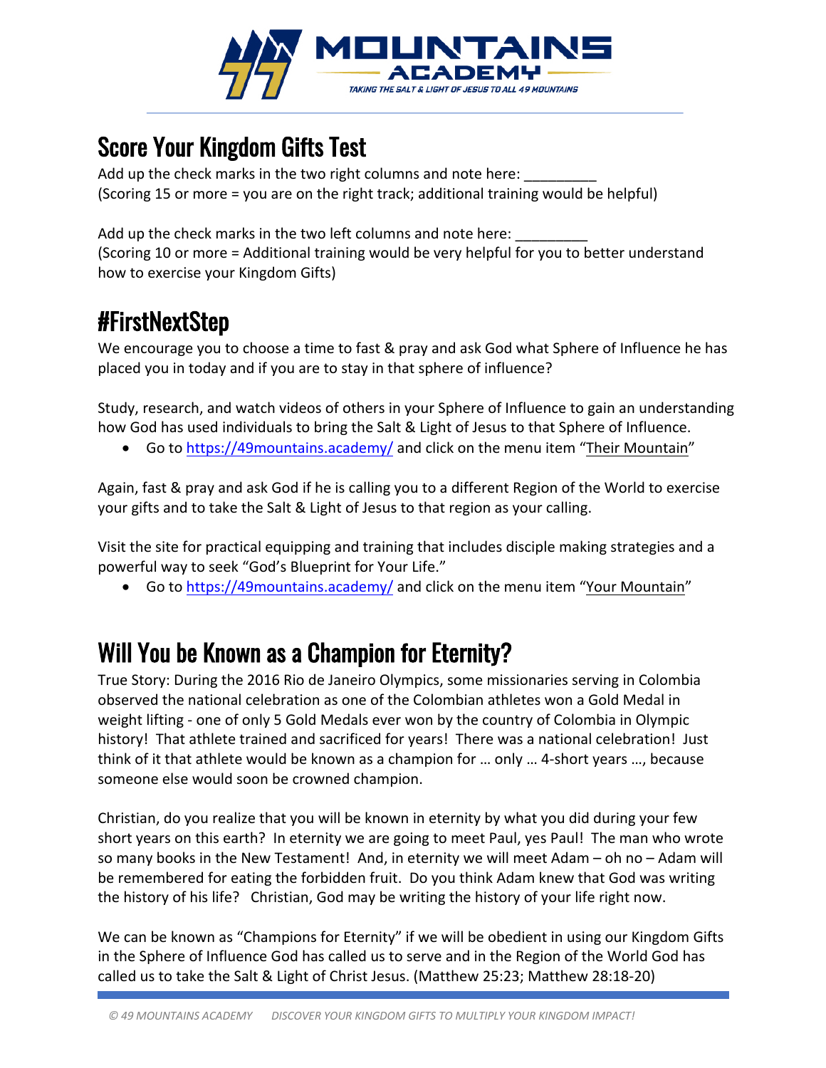## Score Your Kingdom Gifts Test

Add up the check marks in the two right columns and note here: _________
(Scoring 15 or more = you are on the right track; additional training would be helpful)

Add up the check marks in the two left columns and note here: _________
(Scoring 10 or more = Additional training would be very helpful for you to better understand how to exercise your Kingdom Gifts)

## #FirstNextStep

We encourage you to choose a time to fast & pray and ask God what Sphere of Influence he has placed you in today and if you are to stay in that sphere of influence?

Study, research, and watch videos of others in your Sphere of Influence to gain an understanding how God has used individuals to bring the Salt & Light of Jesus to that Sphere of Influence.

- Go to https://49mountains.academy/ and click on the menu item "Their Mountain"

Again, fast & pray and ask God if he is calling you to a different Region of the World to exercise your gifts and to take the Salt & Light of Jesus to that region as your calling.

Visit the site for practical equipping and training that includes disciple making strategies and a powerful way to seek "God's Blueprint for Your Life."

- Go to https://49mountains.academy/ and click on the menu item "Your Mountain"

## Will You be Known as a Champion for Eternity?

True Story: During the 2016 Rio de Janeiro Olympics, some missionaries serving in Colombia observed the national celebration as one of the Colombian athletes won a Gold Medal in weight lifting - one of only 5 Gold Medals ever won by the country of Colombia in Olympic history! That athlete trained and sacrificed for years! There was a national celebration! Just think of it that athlete would be known as a champion for … only … 4-short years …, because someone else would soon be crowned champion.

Christian, do you realize that you will be known in eternity by what you did during your few short years on this earth? In eternity we are going to meet Paul, yes Paul! The man who wrote so many books in the New Testament! And, in eternity we will meet Adam – oh no – Adam will be remembered for eating the forbidden fruit. Do you think Adam knew that God was writing the history of his life? Christian, God may be writing the history of your life right now.

We can be known as "Champions for Eternity" if we will be obedient in using our Kingdom Gifts in the Sphere of Influence God has called us to serve and in the Region of the World God has called us to take the Salt & Light of Christ Jesus. (Matthew 25:23; Matthew 28:18-20)